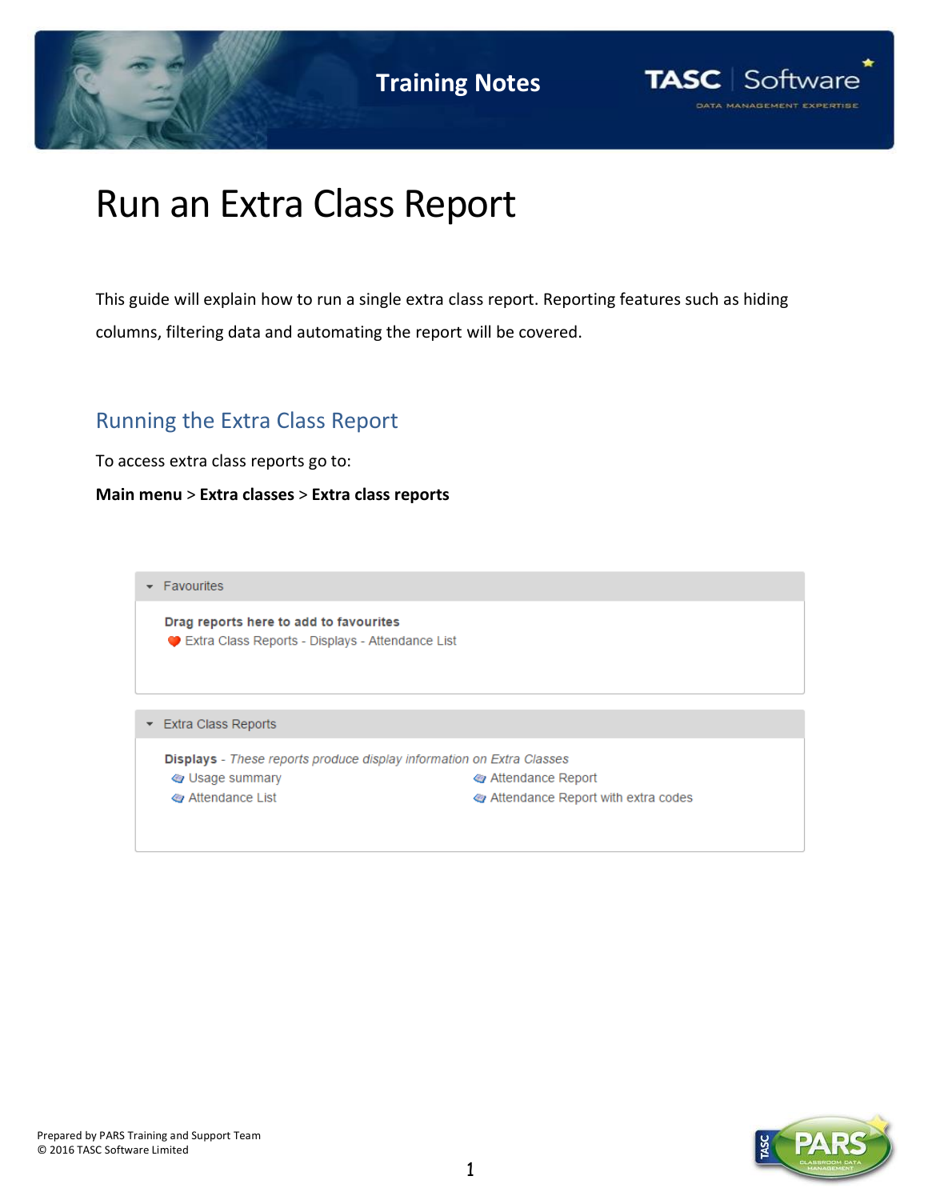# Run an Extra Class Report

This guide will explain how to run a single extra class report. Reporting features such as hiding columns, filtering data and automating the report will be covered.

## Running the Extra Class Report

To access extra class reports go to:

**Main menu** > **Extra classes** > **Extra class reports**

Favourites

**Drag reports here to add to favourites**

Extra Class Reports - Displays - Attendance List

Extra Class Reports

**Displays** - *These reports produce display information on Extra Classes*

- Usage summary
- Attendance List
- Attendance Report
- Attendance Report with extra codes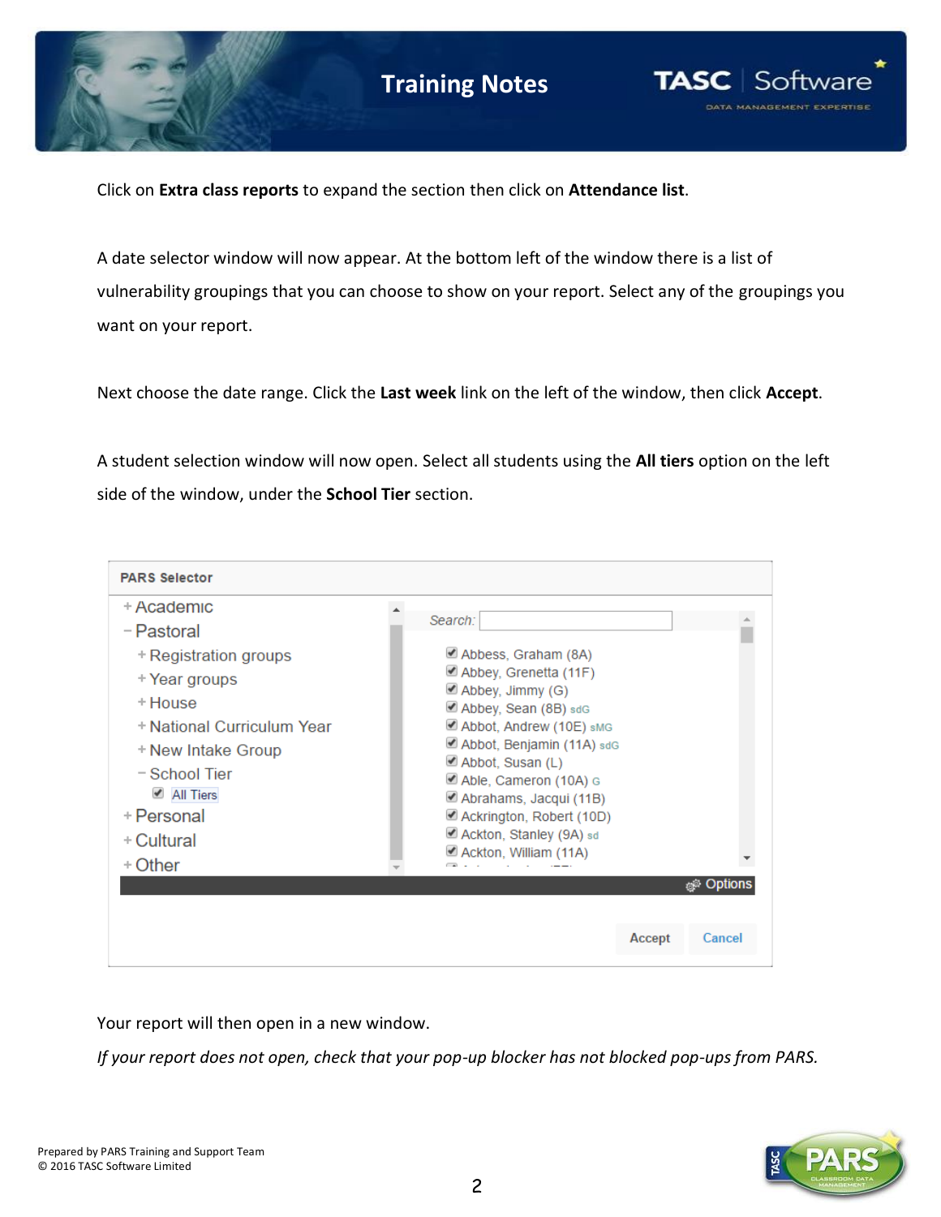Click on **Extra class reports** to expand the section then click on **Attendance list**.

A date selector window will now appear. At the bottom left of the window there is a list of vulnerability groupings that you can choose to show on your report. Select any of the groupings you want on your report.

Next choose the date range. Click the **Last week** link on the left of the window, then click **Accept**.

A student selection window will now open. Select all students using the **All tiers** option on the left side of the window, under the **School Tier** section.

Your report will then open in a new window.

*If your report does not open, check that your pop-up blocker has not blocked pop-ups from PARS.*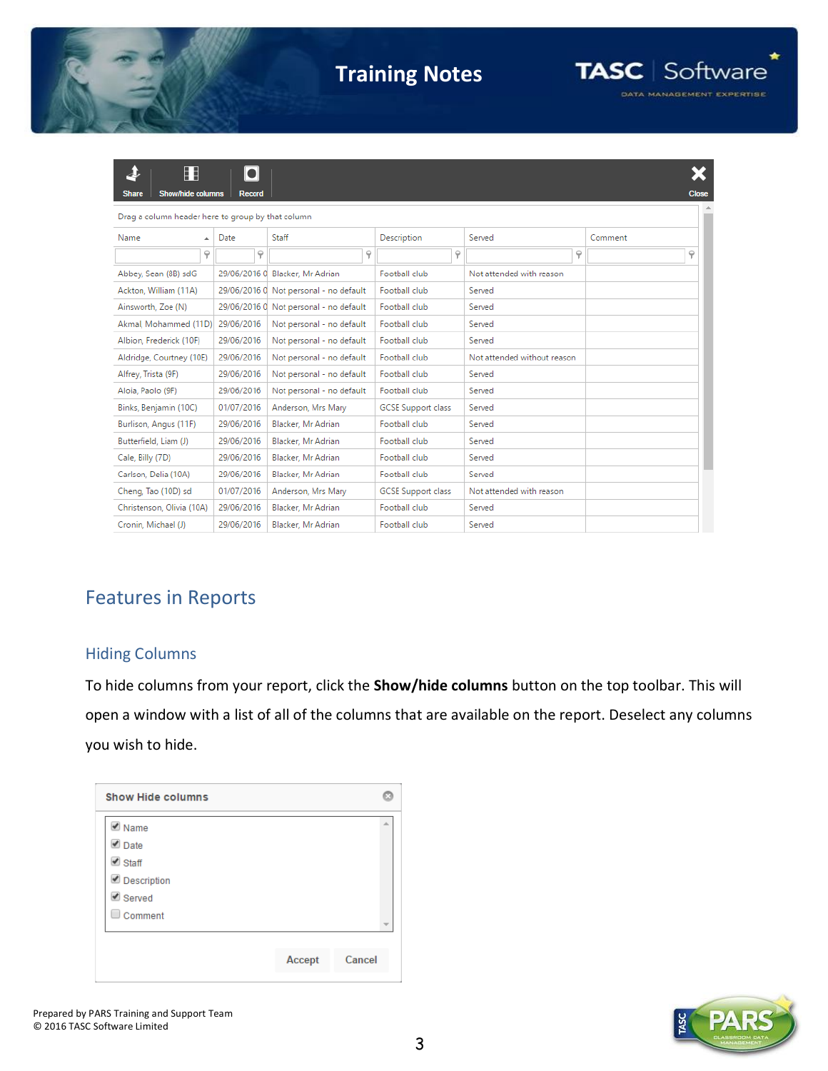| Name | Date | Staff | Description | Served | Comment |
|---|---|---|---|---|---|
| Abbey, Sean (8B) sdG | 29/06/2016 0 | Blacker, Mr Adrian | Football club | Not attended with reason | |
| Ackton, William (11A) | 29/06/2016 0 | Not personal - no default | Football club | Served | |
| Ainsworth, Zoe (N) | 29/06/2016 0 | Not personal - no default | Football club | Served | |
| Akmal, Mohammed (11D) | 29/06/2016 | Not personal - no default | Football club | Served | |
| Albion, Frederick (10F) | 29/06/2016 | Not personal - no default | Football club | Served | |
| Aldridge, Courtney (10E) | 29/06/2016 | Not personal - no default | Football club | Not attended without reason | |
| Alfrey, Trista (9F) | 29/06/2016 | Not personal - no default | Football club | Served | |
| Aloia, Paolo (9F) | 29/06/2016 | Not personal - no default | Football club | Served | |
| Binks, Benjamin (10C) | 01/07/2016 | Anderson, Mrs Mary | GCSE Support class | Served | |
| Burlison, Angus (11F) | 29/06/2016 | Blacker, Mr Adrian | Football club | Served | |
| Butterfield, Liam (J) | 29/06/2016 | Blacker, Mr Adrian | Football club | Served | |
| Cale, Billy (7D) | 29/06/2016 | Blacker, Mr Adrian | Football club | Served | |
| Carlson, Delia (10A) | 29/06/2016 | Blacker, Mr Adrian | Football club | Served | |
| Cheng, Tao (10D) sd | 01/07/2016 | Anderson, Mrs Mary | GCSE Support class | Not attended with reason | |
| Christenson, Olivia (10A) | 29/06/2016 | Blacker, Mr Adrian | Football club | Served | |
| Cronin, Michael (J) | 29/06/2016 | Blacker, Mr Adrian | Football club | Served | |

## Features in Reports

### Hiding Columns

To hide columns from your report, click the **Show/hide columns** button on the top toolbar. This will open a window with a list of all of the columns that are available on the report. Deselect any columns you wish to hide.

**Show Hide columns**

- [x] Name
- [x] Date
- [x] Staff
- [x] Description
- [x] Served
- [ ] Comment

Accept | Cancel

Prepared by PARS Training and Support Team
© 2016 TASC Software Limited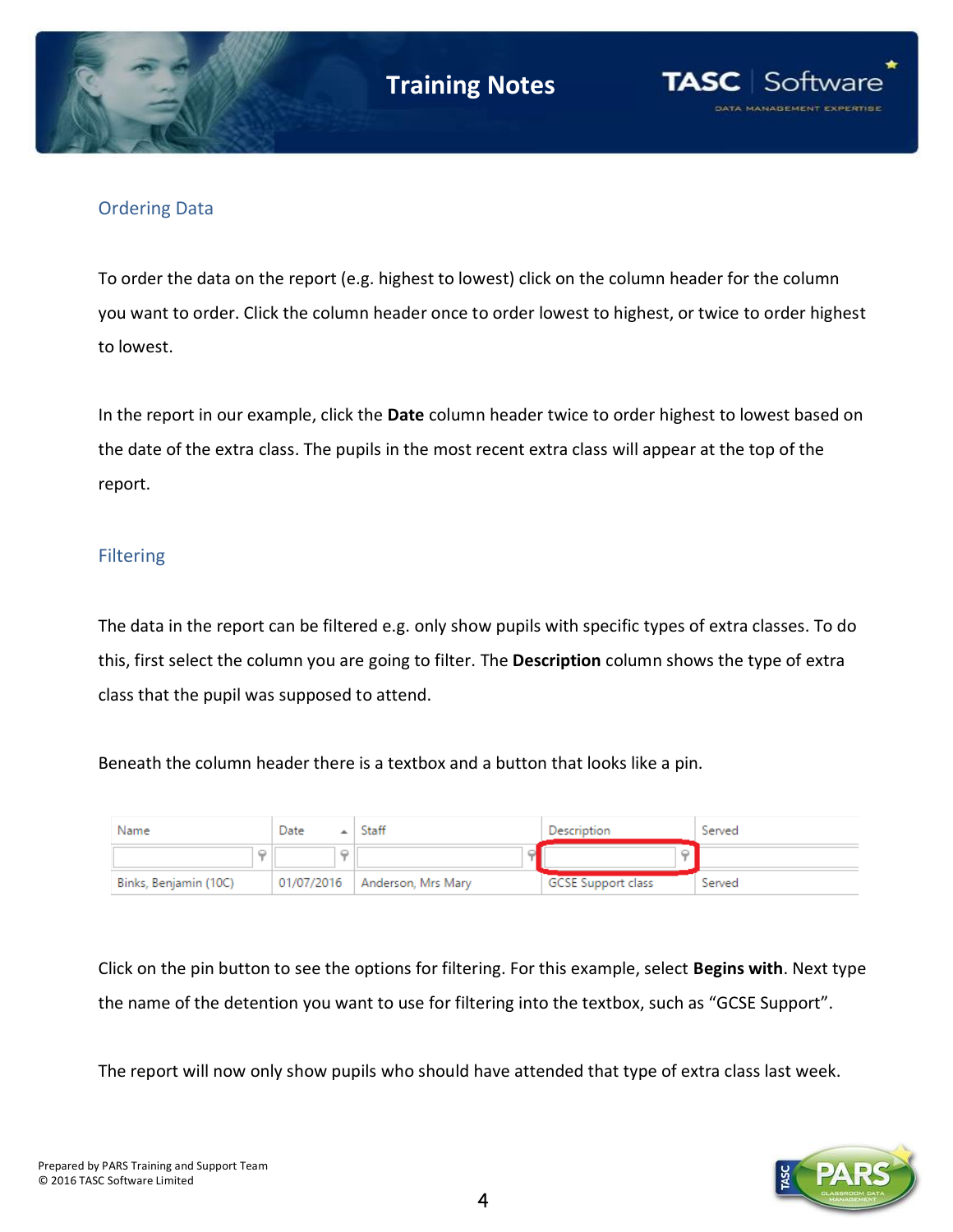## Ordering Data

To order the data on the report (e.g. highest to lowest) click on the column header for the column you want to order. Click the column header once to order lowest to highest, or twice to order highest to lowest.

In the report in our example, click the **Date** column header twice to order highest to lowest based on the date of the extra class. The pupils in the most recent extra class will appear at the top of the report.

## Filtering

The data in the report can be filtered e.g. only show pupils with specific types of extra classes. To do this, first select the column you are going to filter. The **Description** column shows the type of extra class that the pupil was supposed to attend.

Beneath the column header there is a textbox and a button that looks like a pin.

| Name | Date | Staff | Description | Served |
|---|---|---|---|---|
| | | | | |
| Binks, Benjamin (10C) | 01/07/2016 | Anderson, Mrs Mary | GCSE Support class | Served |

Click on the pin button to see the options for filtering. For this example, select **Begins with**. Next type the name of the detention you want to use for filtering into the textbox, such as "GCSE Support".

The report will now only show pupils who should have attended that type of extra class last week.

Prepared by PARS Training and Support Team
© 2016 TASC Software Limited